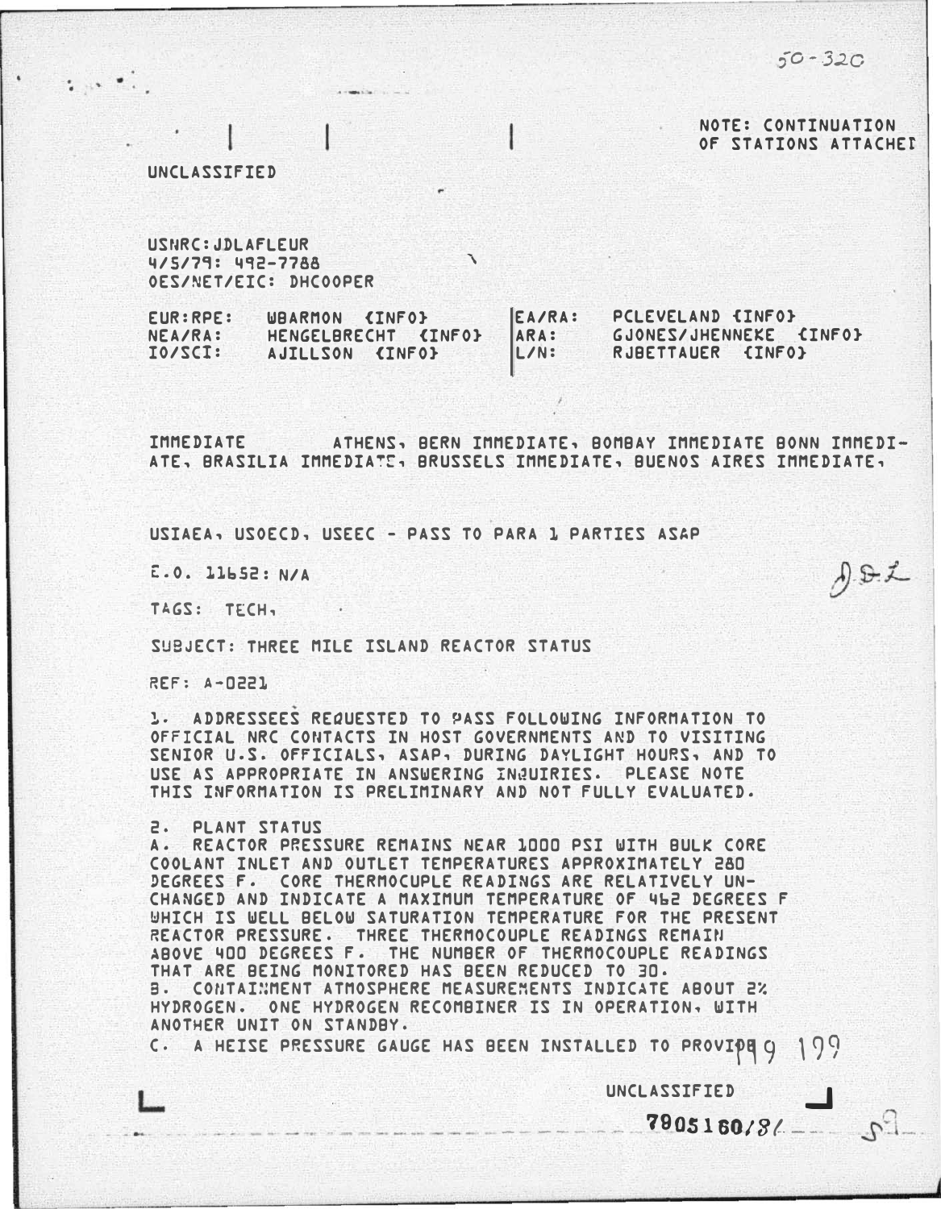50-320

NOTE: CONTINUATION OF STATIONS ATTACHED

UNCLASSIFIED

USNRC:JDLAFLEUR
4/5/79: 492-7788
OES/NET/EIC: DHCOOPER

| | | | |
|---|---|---|---|
| EUR:RPE: | WBARMON {INFO} | EA/RA: | PCLEVELAND {INFO} |
| NEA/RA: | HENGELBRECHT {INFO} | ARA: | GJONES/JHENNEKE {INFO} |
| IO/SCI: | AJILLSON {INFO} | L/N: | RJBETTAUER {INFO} |

IMMEDIATE ATHENS, BERN IMMEDIATE, BOMBAY IMMEDIATE BONN IMMEDIATE, BRASILIA IMMEDIATE, BRUSSELS IMMEDIATE, BUENOS AIRES IMMEDIATE,

USIAEA, USOECD, USEEC - PASS TO PARA 1 PARTIES ASAP

E.O. 11652: N/A

TAGS: TECH,

SUBJECT: THREE MILE ISLAND REACTOR STATUS

REF: A-0221

1. ADDRESSEES REQUESTED TO PASS FOLLOWING INFORMATION TO OFFICIAL NRC CONTACTS IN HOST GOVERNMENTS AND TO VISITING SENIOR U.S. OFFICIALS, ASAP, DURING DAYLIGHT HOURS, AND TO USE AS APPROPRIATE IN ANSWERING INQUIRIES. PLEASE NOTE THIS INFORMATION IS PRELIMINARY AND NOT FULLY EVALUATED.

2. PLANT STATUS

A. REACTOR PRESSURE REMAINS NEAR 1000 PSI WITH BULK CORE COOLANT INLET AND OUTLET TEMPERATURES APPROXIMATELY 280 DEGREES F. CORE THERMOCUPLE READINGS ARE RELATIVELY UNCHANGED AND INDICATE A MAXIMUM TEMPERATURE OF 462 DEGREES F WHICH IS WELL BELOW SATURATION TEMPERATURE FOR THE PRESENT REACTOR PRESSURE. THREE THERMOCOUPLE READINGS REMAIN ABOVE 400 DEGREES F. THE NUMBER OF THERMOCOUPLE READINGS THAT ARE BEING MONITORED HAS BEEN REDUCED TO 30.

B. CONTAINMENT ATMOSPHERE MEASUREMENTS INDICATE ABOUT 2% HYDROGEN. ONE HYDROGEN RECOMBINER IS IN OPERATION, WITH ANOTHER UNIT ON STANDBY.

C. A HEISE PRESSURE GAUGE HAS BEEN INSTALLED TO PROVIDE

UNCLASSIFIED

7905160/81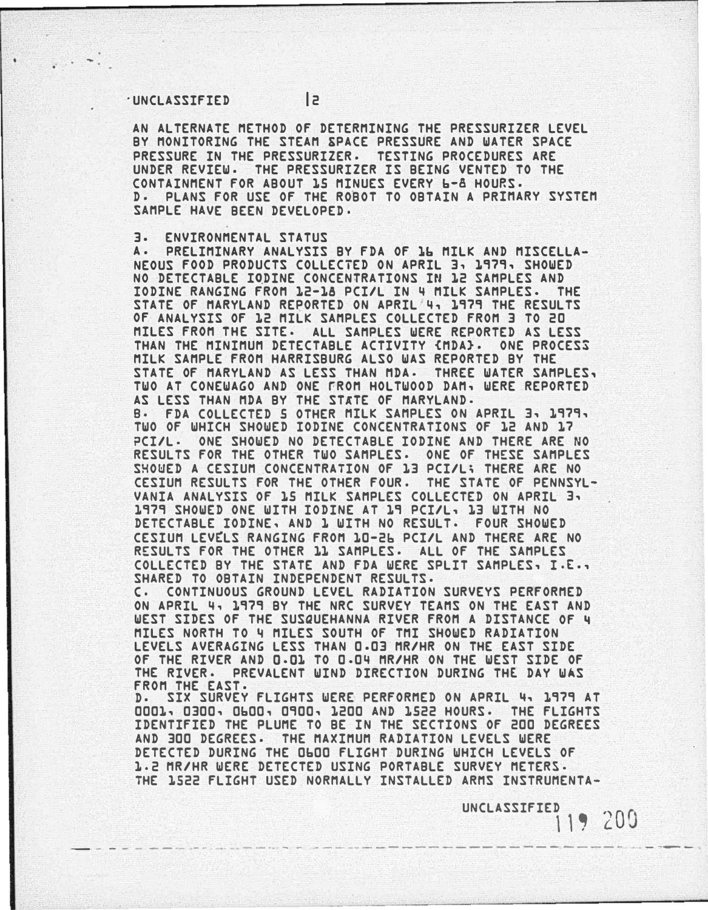AN ALTERNATE METHOD OF DETERMINING THE PRESSURIZER LEVEL BY MONITORING THE STEAM SPACE PRESSURE AND WATER SPACE PRESSURE IN THE PRESSURIZER. TESTING PROCEDURES ARE UNDER REVIEW. THE PRESSURIZER IS BEING VENTED TO THE CONTAINMENT FOR ABOUT 15 MINUES EVERY 6-8 HOURS.

D. PLANS FOR USE OF THE ROBOT TO OBTAIN A PRIMARY SYSTEM SAMPLE HAVE BEEN DEVELOPED.

3. ENVIRONMENTAL STATUS

A. PRELIMINARY ANALYSIS BY FDA OF 16 MILK AND MISCELLANEOUS FOOD PRODUCTS COLLECTED ON APRIL 3, 1979, SHOWED NO DETECTABLE IODINE CONCENTRATIONS IN 12 SAMPLES AND IODINE RANGING FROM 12-18 PCI/L IN 4 MILK SAMPLES. THE STATE OF MARYLAND REPORTED ON APRIL 4, 1979 THE RESULTS OF ANALYSIS OF 12 MILK SAMPLES COLLECTED FROM 3 TO 20 MILES FROM THE SITE. ALL SAMPLES WERE REPORTED AS LESS THAN THE MINIMUM DETECTABLE ACTIVITY (MDA). ONE PROCESS MILK SAMPLE FROM HARRISBURG ALSO WAS REPORTED BY THE STATE OF MARYLAND AS LESS THAN MDA. THREE WATER SAMPLES, TWO AT CONEWAGO AND ONE FROM HOLTWOOD DAM, WERE REPORTED AS LESS THAN MDA BY THE STATE OF MARYLAND.

B. FDA COLLECTED 5 OTHER MILK SAMPLES ON APRIL 3, 1979, TWO OF WHICH SHOWED IODINE CONCENTRATIONS OF 12 AND 17 PCI/L. ONE SHOWED NO DETECTABLE IODINE AND THERE ARE NO RESULTS FOR THE OTHER TWO SAMPLES. ONE OF THESE SAMPLES SHOWED A CESIUM CONCENTRATION OF 13 PCI/L; THERE ARE NO CESIUM RESULTS FOR THE OTHER FOUR. THE STATE OF PENNSYLVANIA ANALYSIS OF 15 MILK SAMPLES COLLECTED ON APRIL 3, 1979 SHOWED ONE WITH IODINE AT 19 PCI/L, 13 WITH NO DETECTABLE IODINE, AND 1 WITH NO RESULT. FOUR SHOWED CESIUM LEVELS RANGING FROM 10-26 PCI/L AND THERE ARE NO RESULTS FOR THE OTHER 11 SAMPLES. ALL OF THE SAMPLES COLLECTED BY THE STATE AND FDA WERE SPLIT SAMPLES, I.E., SHARED TO OBTAIN INDEPENDENT RESULTS.

C. CONTINUOUS GROUND LEVEL RADIATION SURVEYS PERFORMED ON APRIL 4, 1979 BY THE NRC SURVEY TEAMS ON THE EAST AND WEST SIDES OF THE SUSQUEHANNA RIVER FROM A DISTANCE OF 4 MILES NORTH TO 4 MILES SOUTH OF TMI SHOWED RADIATION LEVELS AVERAGING LESS THAN 0.03 MR/HR ON THE EAST SIDE OF THE RIVER AND 0.01 TO 0.04 MR/HR ON THE WEST SIDE OF THE RIVER. PREVALENT WIND DIRECTION DURING THE DAY WAS FROM THE EAST.

D. SIX SURVEY FLIGHTS WERE PERFORMED ON APRIL 4, 1979 AT 0001, 0300, 0600, 0900, 1200 AND 1522 HOURS. THE FLIGHTS IDENTIFIED THE PLUME TO BE IN THE SECTIONS OF 200 DEGREES AND 300 DEGREES. THE MAXIMUM RADIATION LEVELS WERE DETECTED DURING THE 0600 FLIGHT DURING WHICH LEVELS OF 1.2 MR/HR WERE DETECTED USING PORTABLE SURVEY METERS. THE 1522 FLIGHT USED NORMALLY INSTALLED ARMS INSTRUMENTA-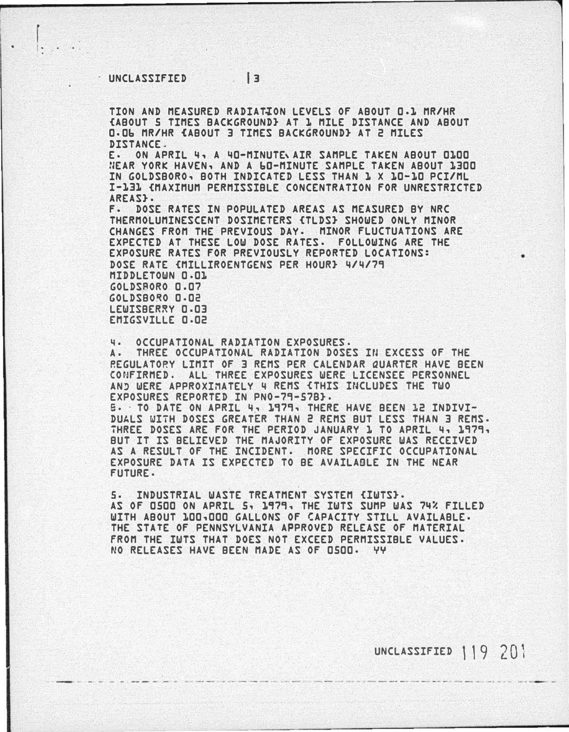TION AND MEASURED RADIATION LEVELS OF ABOUT 0.1 MR/HR {ABOUT 5 TIMES BACKGROUND} AT 1 MILE DISTANCE AND ABOUT 0.06 MR/HR {ABOUT 3 TIMES BACKGROUND} AT 2 MILES DISTANCE.

E. ON APRIL 4, A 40-MINUTE AIR SAMPLE TAKEN ABOUT 0100 NEAR YORK HAVEN, AND A 60-MINUTE SAMPLE TAKEN ABOUT 1300 IN GOLDSBORO, BOTH INDICATED LESS THAN 1 X 10-10 PCI/ML I-131 {MAXIMUM PERMISSIBLE CONCENTRATION FOR UNRESTRICTED AREAS}.

F. DOSE RATES IN POPULATED AREAS AS MEASURED BY NRC THERMOLUMINESCENT DOSIMETERS {TLDS} SHOWED ONLY MINOR CHANGES FROM THE PREVIOUS DAY. MINOR FLUCTUATIONS ARE EXPECTED AT THESE LOW DOSE RATES. FOLLOWING ARE THE EXPOSURE RATES FOR PREVIOUSLY REPORTED LOCATIONS:

DOSE RATE {MILLIROENTGENS PER HOUR} 4/4/79
MIDDLETOWN 0.01
GOLDSBORO 0.07
GOLDSBORO 0.02
LEWISBERRY 0.03
EMIGSVILLE 0.02

4. OCCUPATIONAL RADIATION EXPOSURES.

A. THREE OCCUPATIONAL RADIATION DOSES IN EXCESS OF THE REGULATORY LIMIT OF 3 REMS PER CALENDAR QUARTER HAVE BEEN CONFIRMED. ALL THREE EXPOSURES WERE LICENSEE PERSONNEL AND WERE APPROXIMATELY 4 REMS {THIS INCLUDES THE TWO EXPOSURES REPORTED IN PNO-79-57B}.

B. TO DATE ON APRIL 4, 1979, THERE HAVE BEEN 12 INDIVIDUALS WITH DOSES GREATER THAN 2 REMS BUT LESS THAN 3 REMS. THREE DOSES ARE FOR THE PERIOD JANUARY 1 TO APRIL 4, 1979, BUT IT IS BELIEVED THE MAJORITY OF EXPOSURE WAS RECEIVED AS A RESULT OF THE INCIDENT. MORE SPECIFIC OCCUPATIONAL EXPOSURE DATA IS EXPECTED TO BE AVAILABLE IN THE NEAR FUTURE.

5. INDUSTRIAL WASTE TREATMENT SYSTEM {IWTS}.

AS OF 0500 ON APRIL 5, 1979, THE IWTS SUMP WAS 74% FILLED WITH ABOUT 100,000 GALLONS OF CAPACITY STILL AVAILABLE. THE STATE OF PENNSYLVANIA APPROVED RELEASE OF MATERIAL FROM THE IWTS THAT DOES NOT EXCEED PERMISSIBLE VALUES. NO RELEASES HAVE BEEN MADE AS OF 0500. YY

119 201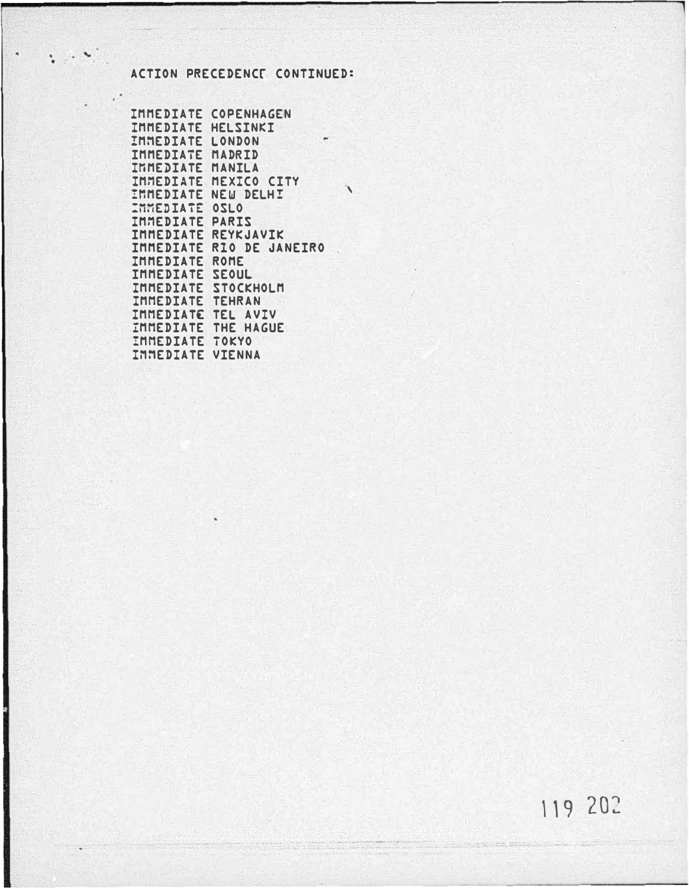ACTION PRECEDENCE CONTINUED:

IMMEDIATE COPENHAGEN
IMMEDIATE HELSINKI
IMMEDIATE LONDON
IMMEDIATE MADRID
IMMEDIATE MANILA
IMMEDIATE MEXICO CITY
IMMEDIATE NEW DELHI
IMMEDIATE OSLO
IMMEDIATE PARIS
IMMEDIATE REYKJAVIK
IMMEDIATE RIO DE JANEIRO
IMMEDIATE ROME
IMMEDIATE SEOUL
IMMEDIATE STOCKHOLM
IMMEDIATE TEHRAN
IMMEDIATE TEL AVIV
IMMEDIATE THE HAGUE
IMMEDIATE TOKYO
IMMEDIATE VIENNA

119 202